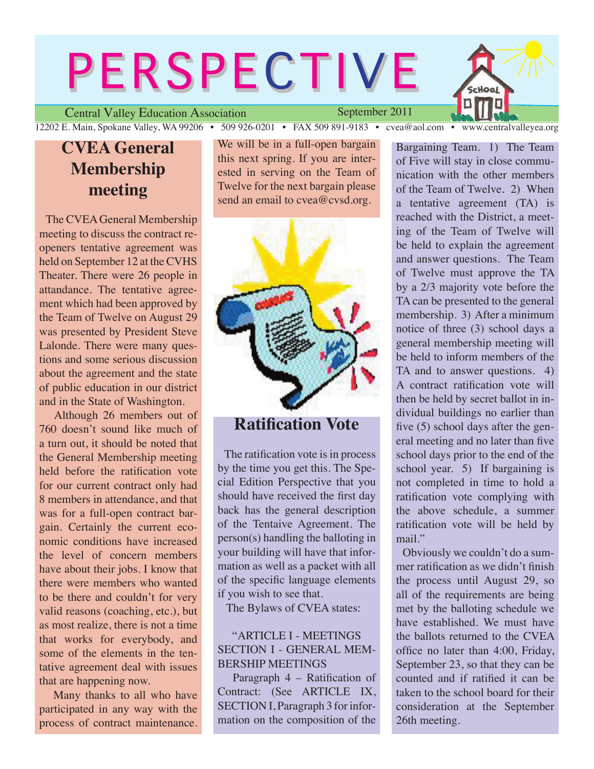# PERSPECTIVE

Central Valley Education Association — September 2011

12202 E. Main, Spokane Valley, WA 99206 • 509 926-0201 • FAX 509 891-9183 • cvea@aol.com • www.centralvalleyea.org

## CVEA General Membership meeting

The CVEA General Membership meeting to discuss the contract reopeners tentative agreement was held on September 12 at the CVHS Theater. There were 26 people in attendance. The tentative agreement which had been approved by the Team of Twelve on August 29 was presented by President Steve Lalonde. There were many questions and some serious discussion about the agreement and the state of public education in our district and in the State of Washington.

Although 26 members out of 760 doesn't sound like much of a turn out, it should be noted that the General Membership meeting held before the ratification vote for our current contract only had 8 members in attendance, and that was for a full-open contract bargain. Certainly the current economic conditions have increased the level of concern members have about their jobs. I know that there were members who wanted to be there and couldn't for very valid reasons (coaching, etc.), but as most realize, there is not a time that works for everybody, and some of the elements in the tentative agreement deal with issues that are happening now.

Many thanks to all who have participated in any way with the process of contract maintenance. We will be in a full-open bargain this next spring. If you are interested in serving on the Team of Twelve for the next bargain please send an email to cvea@cvsd.org.

## Ratification Vote

The ratification vote is in process by the time you get this. The Special Edition Perspective that you should have received the first day back has the general description of the Tentaive Agreement. The person(s) handling the balloting in your building will have that information as well as a packet with all of the specific language elements if you wish to see that.

The Bylaws of CVEA states:

"ARTICLE I - MEETINGS
SECTION I - GENERAL MEMBERSHIP MEETINGS

Paragraph 4 – Ratification of Contract: (See ARTICLE IX, SECTION I, Paragraph 3 for information on the composition of the Bargaining Team. 1) The Team of Five will stay in close communication with the other members of the Team of Twelve. 2) When a tentative agreement (TA) is reached with the District, a meeting of the Team of Twelve will be held to explain the agreement and answer questions. The Team of Twelve must approve the TA by a 2/3 majority vote before the TA can be presented to the general membership. 3) After a minimum notice of three (3) school days a general membership meeting will be held to inform members of the TA and to answer questions. 4) A contract ratification vote will then be held by secret ballot in individual buildings no earlier than five (5) school days after the general meeting and no later than five school days prior to the end of the school year. 5) If bargaining is not completed in time to hold a ratification vote complying with the above schedule, a summer ratification vote will be held by mail."

Obviously we couldn't do a summer ratification as we didn't finish the process until August 29, so all of the requirements are being met by the balloting schedule we have established. We must have the ballots returned to the CVEA office no later than 4:00, Friday, September 23, so that they can be counted and if ratified it can be taken to the school board for their consideration at the September 26th meeting.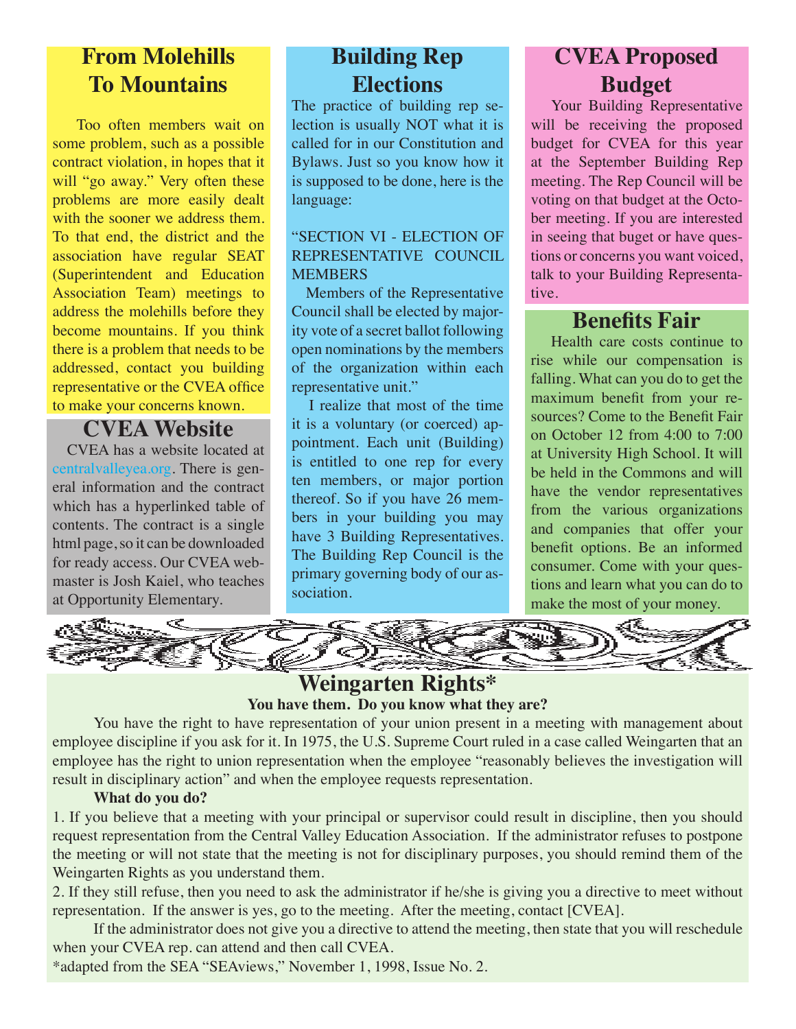## From Molehills To Mountains

Too often members wait on some problem, such as a possible contract violation, in hopes that it will "go away." Very often these problems are more easily dealt with the sooner we address them. To that end, the district and the association have regular SEAT (Superintendent and Education Association Team) meetings to address the molehills before they become mountains. If you think there is a problem that needs to be addressed, contact you building representative or the CVEA office to make your concerns known.

## CVEA Website

CVEA has a website located at centralvalleyea.org. There is general information and the contract which has a hyperlinked table of contents. The contract is a single html page, so it can be downloaded for ready access. Our CVEA webmaster is Josh Kaiel, who teaches at Opportunity Elementary.

## Building Rep Elections

The practice of building rep selection is usually NOT what it is called for in our Constitution and Bylaws. Just so you know how it is supposed to be done, here is the language:

"SECTION VI - ELECTION OF REPRESENTATIVE COUNCIL MEMBERS

Members of the Representative Council shall be elected by majority vote of a secret ballot following open nominations by the members of the organization within each representative unit."

I realize that most of the time it is a voluntary (or coerced) appointment. Each unit (Building) is entitled to one rep for every ten members, or major portion thereof. So if you have 26 members in your building you may have 3 Building Representatives. The Building Rep Council is the primary governing body of our association.

## CVEA Proposed Budget

Your Building Representative will be receiving the proposed budget for CVEA for this year at the September Building Rep meeting. The Rep Council will be voting on that budget at the October meeting. If you are interested in seeing that buget or have questions or concerns you want voiced, talk to your Building Representative.

## Benefits Fair

Health care costs continue to rise while our compensation is falling. What can you do to get the maximum benefit from your resources? Come to the Benefit Fair on October 12 from 4:00 to 7:00 at University High School. It will be held in the Commons and will have the vendor representatives from the various organizations and companies that offer your benefit options. Be an informed consumer. Come with your questions and learn what you can do to make the most of your money.

## Weingarten Rights*

**You have them. Do you know what they are?**

You have the right to have representation of your union present in a meeting with management about employee discipline if you ask for it. In 1975, the U.S. Supreme Court ruled in a case called Weingarten that an employee has the right to union representation when the employee "reasonably believes the investigation will result in disciplinary action" and when the employee requests representation.

**What do you do?**

1. If you believe that a meeting with your principal or supervisor could result in discipline, then you should request representation from the Central Valley Education Association. If the administrator refuses to postpone the meeting or will not state that the meeting is not for disciplinary purposes, you should remind them of the Weingarten Rights as you understand them.
2. If they still refuse, then you need to ask the administrator if he/she is giving you a directive to meet without representation. If the answer is yes, go to the meeting. After the meeting, contact [CVEA].

If the administrator does not give you a directive to attend the meeting, then state that you will reschedule when your CVEA rep. can attend and then call CVEA.

*adapted from the SEA "SEAviews," November 1, 1998, Issue No. 2.